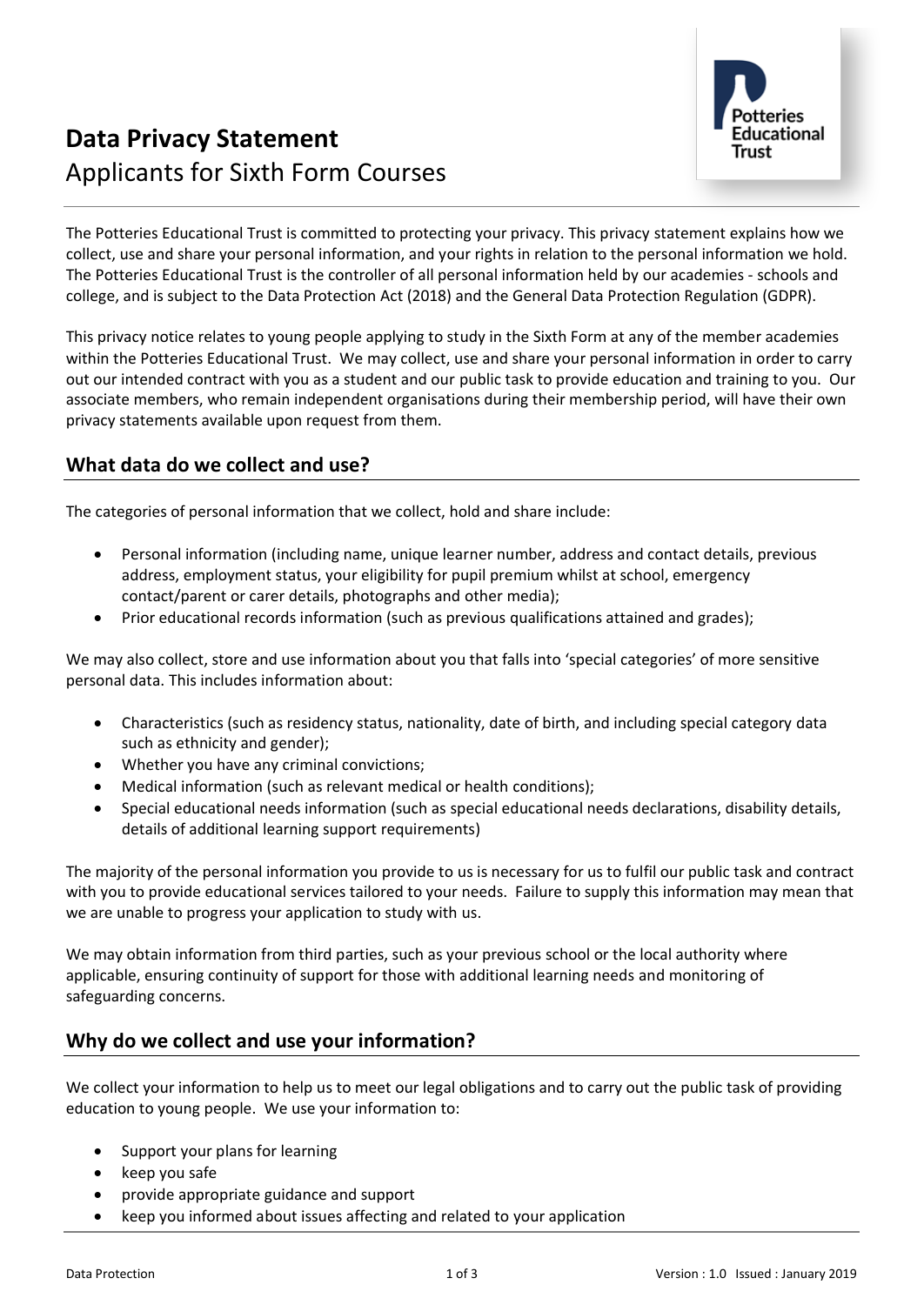# Data Privacy Statement

Applicants for Sixth Form Courses

The Potteries Educational Trust is committed to protecting your privacy. This privacy statement explains how we collect, use and share your personal information, and your rights in relation to the personal information we hold. The Potteries Educational Trust is the controller of all personal information held by our academies - schools and college, and is subject to the Data Protection Act (2018) and the General Data Protection Regulation (GDPR).

This privacy notice relates to young people applying to study in the Sixth Form at any of the member academies within the Potteries Educational Trust. We may collect, use and share your personal information in order to carry out our intended contract with you as a student and our public task to provide education and training to you. Our associate members, who remain independent organisations during their membership period, will have their own privacy statements available upon request from them.

## What data do we collect and use?

The categories of personal information that we collect, hold and share include:

- Personal information (including name, unique learner number, address and contact details, previous address, employment status, your eligibility for pupil premium whilst at school, emergency contact/parent or carer details, photographs and other media);
- Prior educational records information (such as previous qualifications attained and grades);

We may also collect, store and use information about you that falls into 'special categories' of more sensitive personal data. This includes information about:

- Characteristics (such as residency status, nationality, date of birth, and including special category data such as ethnicity and gender);
- Whether you have any criminal convictions;
- Medical information (such as relevant medical or health conditions);
- Special educational needs information (such as special educational needs declarations, disability details, details of additional learning support requirements)

The majority of the personal information you provide to us is necessary for us to fulfil our public task and contract with you to provide educational services tailored to your needs. Failure to supply this information may mean that we are unable to progress your application to study with us.

We may obtain information from third parties, such as your previous school or the local authority where applicable, ensuring continuity of support for those with additional learning needs and monitoring of safeguarding concerns.

## Why do we collect and use your information?

We collect your information to help us to meet our legal obligations and to carry out the public task of providing education to young people. We use your information to:

- Support your plans for learning
- keep you safe
- provide appropriate guidance and support
- keep you informed about issues affecting and related to your application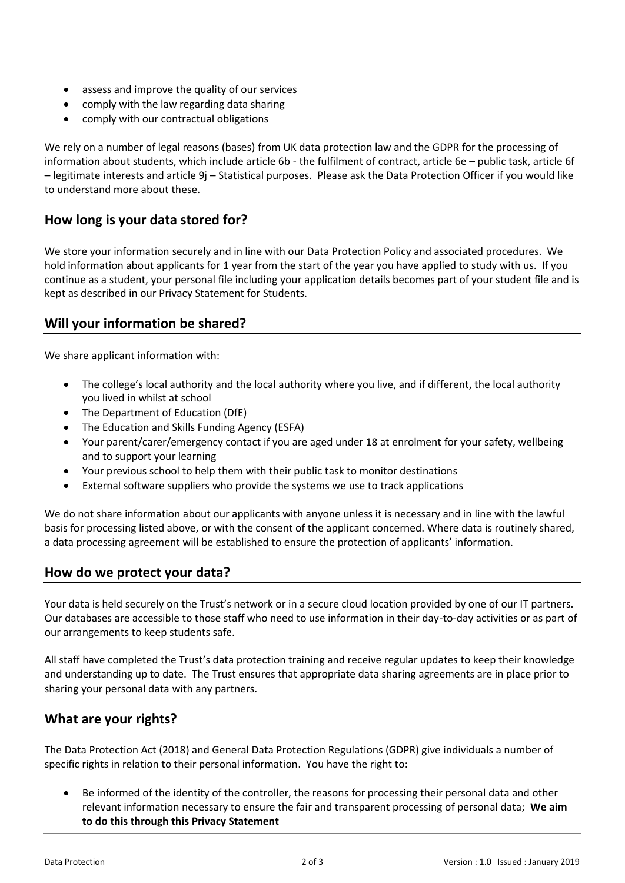- assess and improve the quality of our services
- comply with the law regarding data sharing
- comply with our contractual obligations

We rely on a number of legal reasons (bases) from UK data protection law and the GDPR for the processing of information about students, which include article 6b - the fulfilment of contract, article 6e – public task, article 6f – legitimate interests and article 9j – Statistical purposes. Please ask the Data Protection Officer if you would like to understand more about these.

## How long is your data stored for?

We store your information securely and in line with our Data Protection Policy and associated procedures. We hold information about applicants for 1 year from the start of the year you have applied to study with us. If you continue as a student, your personal file including your application details becomes part of your student file and is kept as described in our Privacy Statement for Students.

## Will your information be shared?

We share applicant information with:

- The college's local authority and the local authority where you live, and if different, the local authority you lived in whilst at school
- The Department of Education (DfE)
- The Education and Skills Funding Agency (ESFA)
- Your parent/carer/emergency contact if you are aged under 18 at enrolment for your safety, wellbeing and to support your learning
- Your previous school to help them with their public task to monitor destinations
- External software suppliers who provide the systems we use to track applications

We do not share information about our applicants with anyone unless it is necessary and in line with the lawful basis for processing listed above, or with the consent of the applicant concerned. Where data is routinely shared, a data processing agreement will be established to ensure the protection of applicants' information.

## How do we protect your data?

Your data is held securely on the Trust's network or in a secure cloud location provided by one of our IT partners. Our databases are accessible to those staff who need to use information in their day-to-day activities or as part of our arrangements to keep students safe.

All staff have completed the Trust's data protection training and receive regular updates to keep their knowledge and understanding up to date. The Trust ensures that appropriate data sharing agreements are in place prior to sharing your personal data with any partners.

## What are your rights?

The Data Protection Act (2018) and General Data Protection Regulations (GDPR) give individuals a number of specific rights in relation to their personal information. You have the right to:

- Be informed of the identity of the controller, the reasons for processing their personal data and other relevant information necessary to ensure the fair and transparent processing of personal data; **We aim to do this through this Privacy Statement**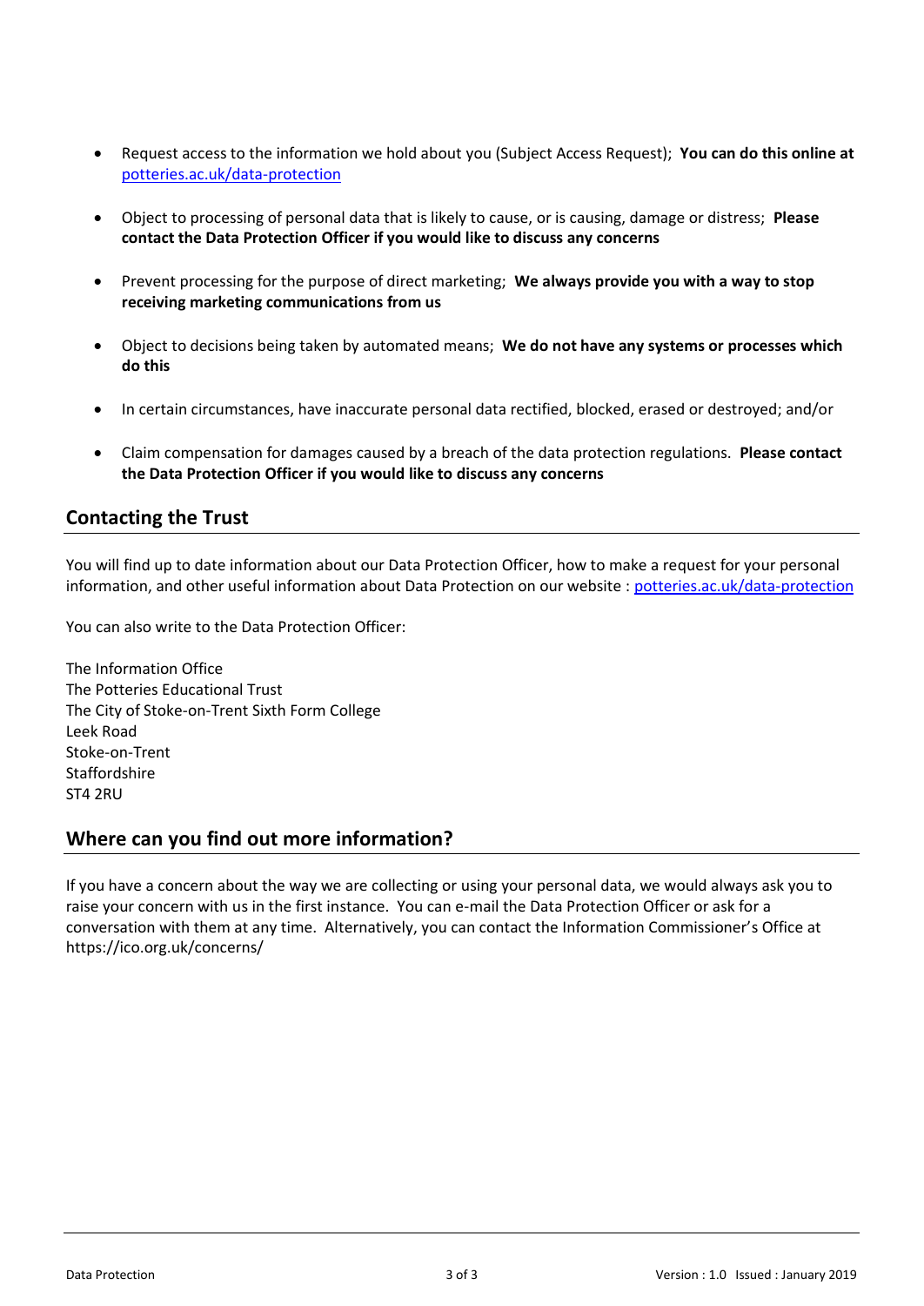- Request access to the information we hold about you (Subject Access Request); **You can do this online at** [potteries.ac.uk/data-protection](potteries.ac.uk/data-protection)

- Object to processing of personal data that is likely to cause, or is causing, damage or distress; **Please contact the Data Protection Officer if you would like to discuss any concerns**

- Prevent processing for the purpose of direct marketing; **We always provide you with a way to stop receiving marketing communications from us**

- Object to decisions being taken by automated means; **We do not have any systems or processes which do this**

- In certain circumstances, have inaccurate personal data rectified, blocked, erased or destroyed; and/or

- Claim compensation for damages caused by a breach of the data protection regulations. **Please contact the Data Protection Officer if you would like to discuss any concerns**

## Contacting the Trust

You will find up to date information about our Data Protection Officer, how to make a request for your personal information, and other useful information about Data Protection on our website : [potteries.ac.uk/data-protection](potteries.ac.uk/data-protection)

You can also write to the Data Protection Officer:

The Information Office
The Potteries Educational Trust
The City of Stoke-on-Trent Sixth Form College
Leek Road
Stoke-on-Trent
Staffordshire
ST4 2RU

## Where can you find out more information?

If you have a concern about the way we are collecting or using your personal data, we would always ask you to raise your concern with us in the first instance. You can e-mail the Data Protection Officer or ask for a conversation with them at any time. Alternatively, you can contact the Information Commissioner's Office at https://ico.org.uk/concerns/